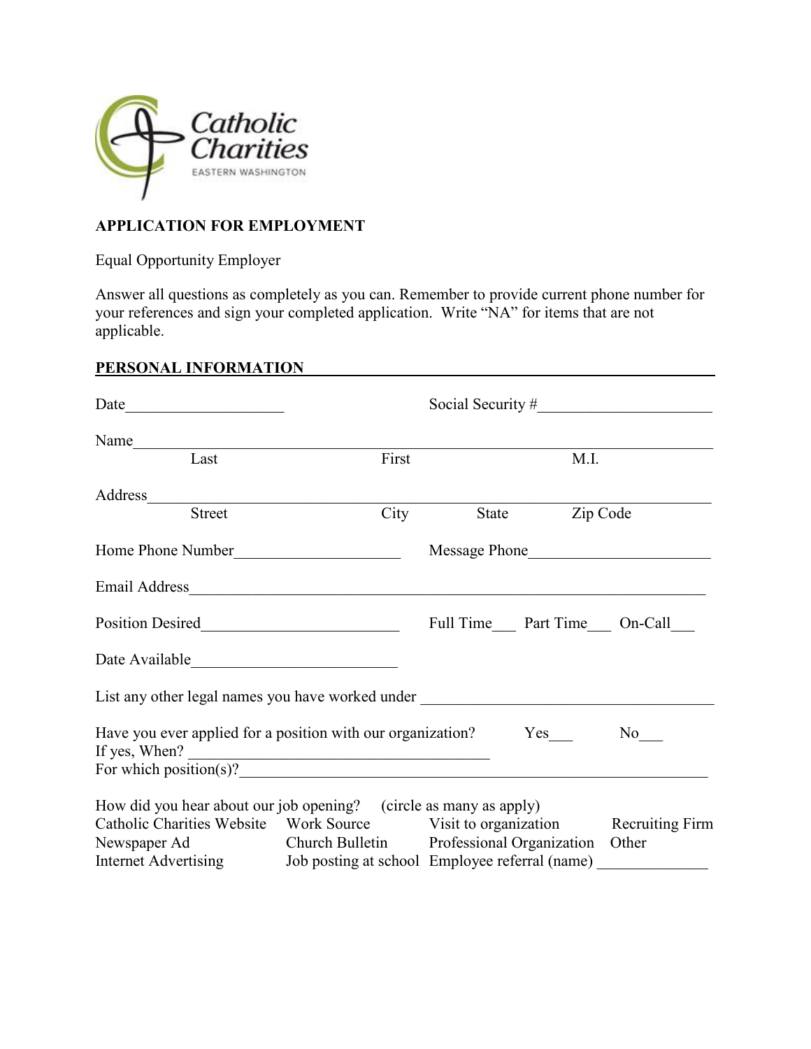Catholic Charities
EASTERN WASHINGTON

**APPLICATION FOR EMPLOYMENT**

Equal Opportunity Employer

Answer all questions as completely as you can. Remember to provide current phone number for your references and sign your completed application. Write "NA" for items that are not applicable.

**PERSONAL INFORMATION**

Date____________________ Social Security #______________________

Name______________________________________________________________
Last First M.I.

Address____________________________________________________________
Street City State Zip Code

Home Phone Number____________________ Message Phone______________________

Email Address_______________________________________________________

Position Desired________________________ Full Time___ Part Time___ On-Call___

Date Available________________________

List any other legal names you have worked under ___________________________________

Have you ever applied for a position with our organization? Yes___ No___
If yes, When? ____________________________________
For which position(s)?_________________________________________________________

How did you hear about our job opening? (circle as many as apply)

| | | | |
|---|---|---|---|
| Catholic Charities Website | Work Source | Visit to organization | Recruiting Firm |
| Newspaper Ad | Church Bulletin | Professional Organization | Other |
| Internet Advertising | Job posting at school | Employee referral (name) _____________ | |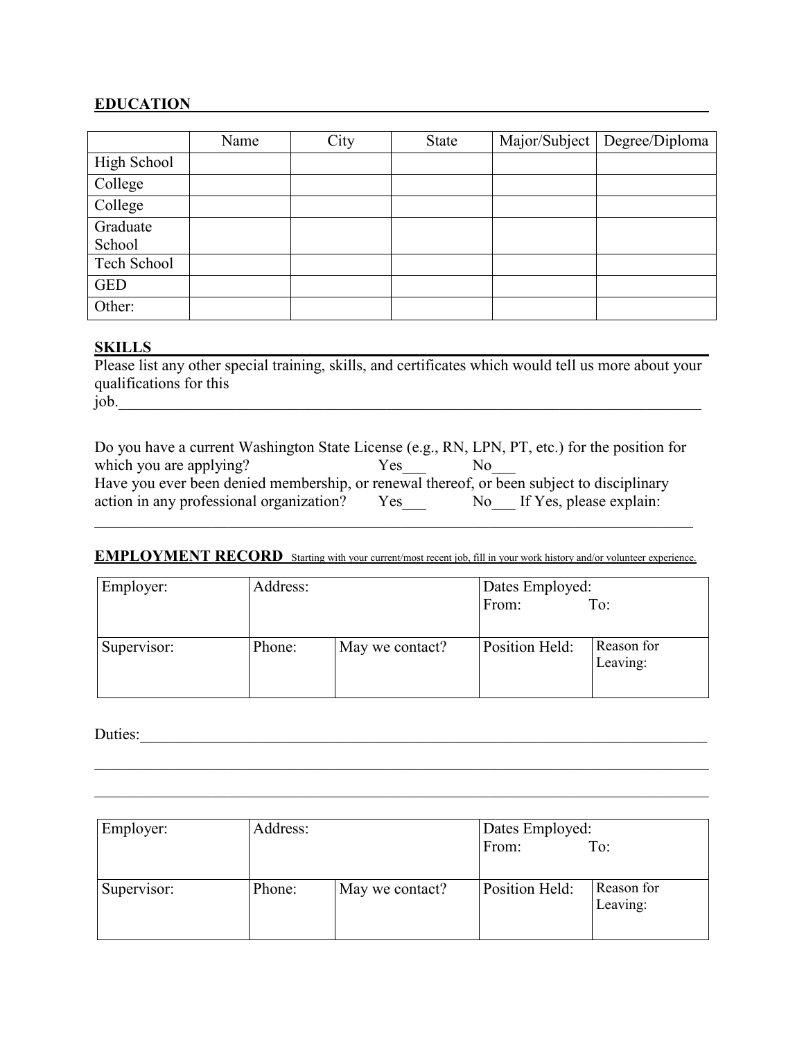## EDUCATION

| | Name | City | State | Major/Subject | Degree/Diploma |
|---|---|---|---|---|---|
| High School | | | | | |
| College | | | | | |
| College | | | | | |
| Graduate School | | | | | |
| Tech School | | | | | |
| GED | | | | | |
| Other: | | | | | |

## SKILLS

Please list any other special training, skills, and certificates which would tell us more about your qualifications for this job.____________________________________________________________________________

Do you have a current Washington State License (e.g., RN, LPN, PT, etc.) for the position for which you are applying? Yes___ No___

Have you ever been denied membership, or renewal thereof, or been subject to disciplinary action in any professional organization? Yes___ No___ If Yes, please explain:

________________________________________________________________________________

## EMPLOYMENT RECORD

Starting with your current/most recent job, fill in your work history and/or volunteer experience.

| Employer: | Address: | | Dates Employed: From: To: | |
|---|---|---|---|---|
| Supervisor: | Phone: | May we contact? | Position Held: | Reason for Leaving: |

Duties:___________________________________________________________________________

________________________________________________________________________________

________________________________________________________________________________

| Employer: | Address: | | Dates Employed: From: To: | |
|---|---|---|---|---|
| Supervisor: | Phone: | May we contact? | Position Held: | Reason for Leaving: |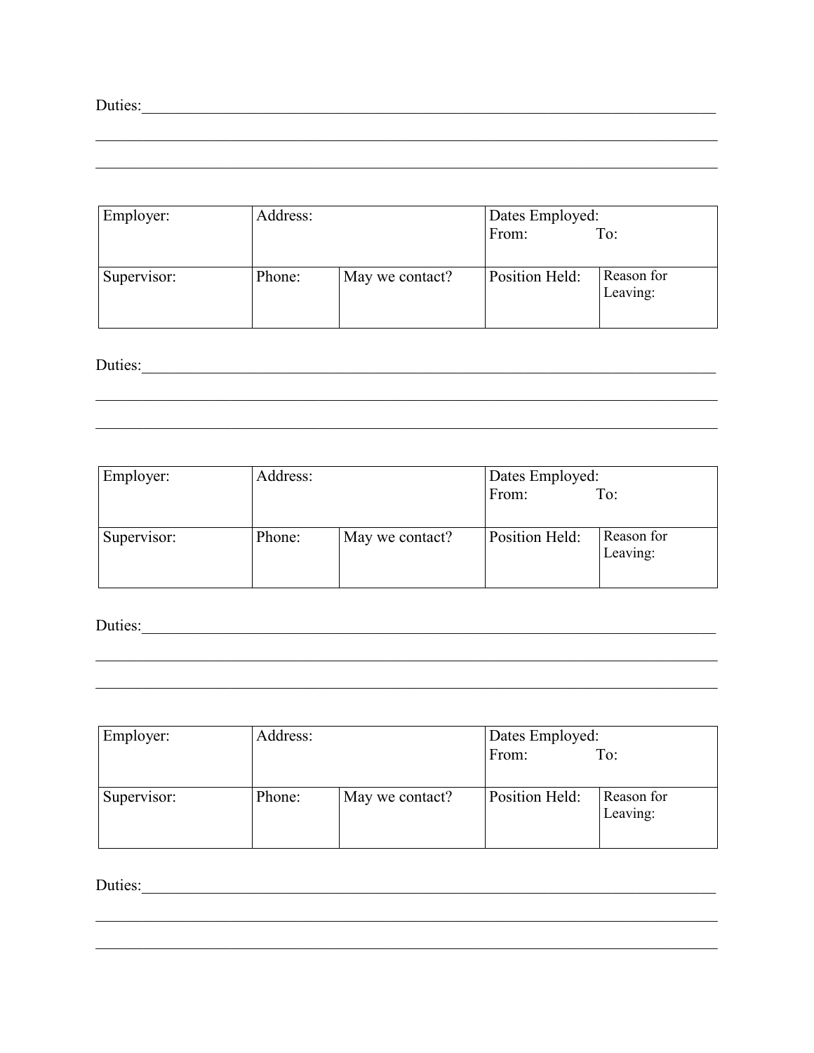Duties:______________________________________________________________________________

_____________________________________________________________________________________

_____________________________________________________________________________________

| Employer: | Address: | | Dates Employed: From: To: | |
|---|---|---|---|---|
| Supervisor: | Phone: | May we contact? | Position Held: | Reason for Leaving: |

Duties:______________________________________________________________________________

_____________________________________________________________________________________

_____________________________________________________________________________________

| Employer: | Address: | | Dates Employed: From: To: | |
|---|---|---|---|---|
| Supervisor: | Phone: | May we contact? | Position Held: | Reason for Leaving: |

Duties:______________________________________________________________________________

_____________________________________________________________________________________

_____________________________________________________________________________________

| Employer: | Address: | | Dates Employed: From: To: | |
|---|---|---|---|---|
| Supervisor: | Phone: | May we contact? | Position Held: | Reason for Leaving: |

Duties:______________________________________________________________________________

_____________________________________________________________________________________

_____________________________________________________________________________________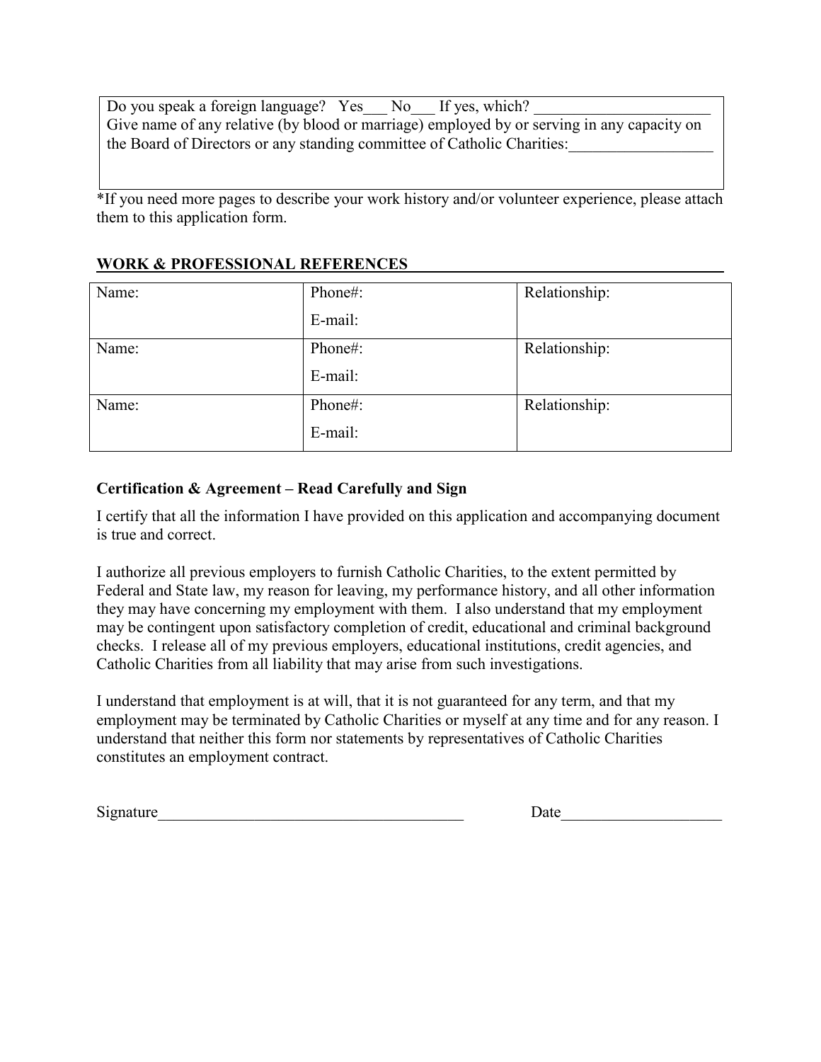Do you speak a foreign language? Yes___ No___ If yes, which? ______________________
Give name of any relative (by blood or marriage) employed by or serving in any capacity on the Board of Directors or any standing committee of Catholic Charities:__________________

*If you need more pages to describe your work history and/or volunteer experience, please attach them to this application form.

**WORK & PROFESSIONAL REFERENCES**

| | | |
|---|---|---|
| Name: | Phone#:<br>E-mail: | Relationship: |
| Name: | Phone#:<br>E-mail: | Relationship: |
| Name: | Phone#:<br>E-mail: | Relationship: |

**Certification & Agreement – Read Carefully and Sign**

I certify that all the information I have provided on this application and accompanying document is true and correct.

I authorize all previous employers to furnish Catholic Charities, to the extent permitted by Federal and State law, my reason for leaving, my performance history, and all other information they may have concerning my employment with them. I also understand that my employment may be contingent upon satisfactory completion of credit, educational and criminal background checks. I release all of my previous employers, educational institutions, credit agencies, and Catholic Charities from all liability that may arise from such investigations.

I understand that employment is at will, that it is not guaranteed for any term, and that my employment may be terminated by Catholic Charities or myself at any time and for any reason. I understand that neither this form nor statements by representatives of Catholic Charities constitutes an employment contract.

Signature______________________________________ Date____________________